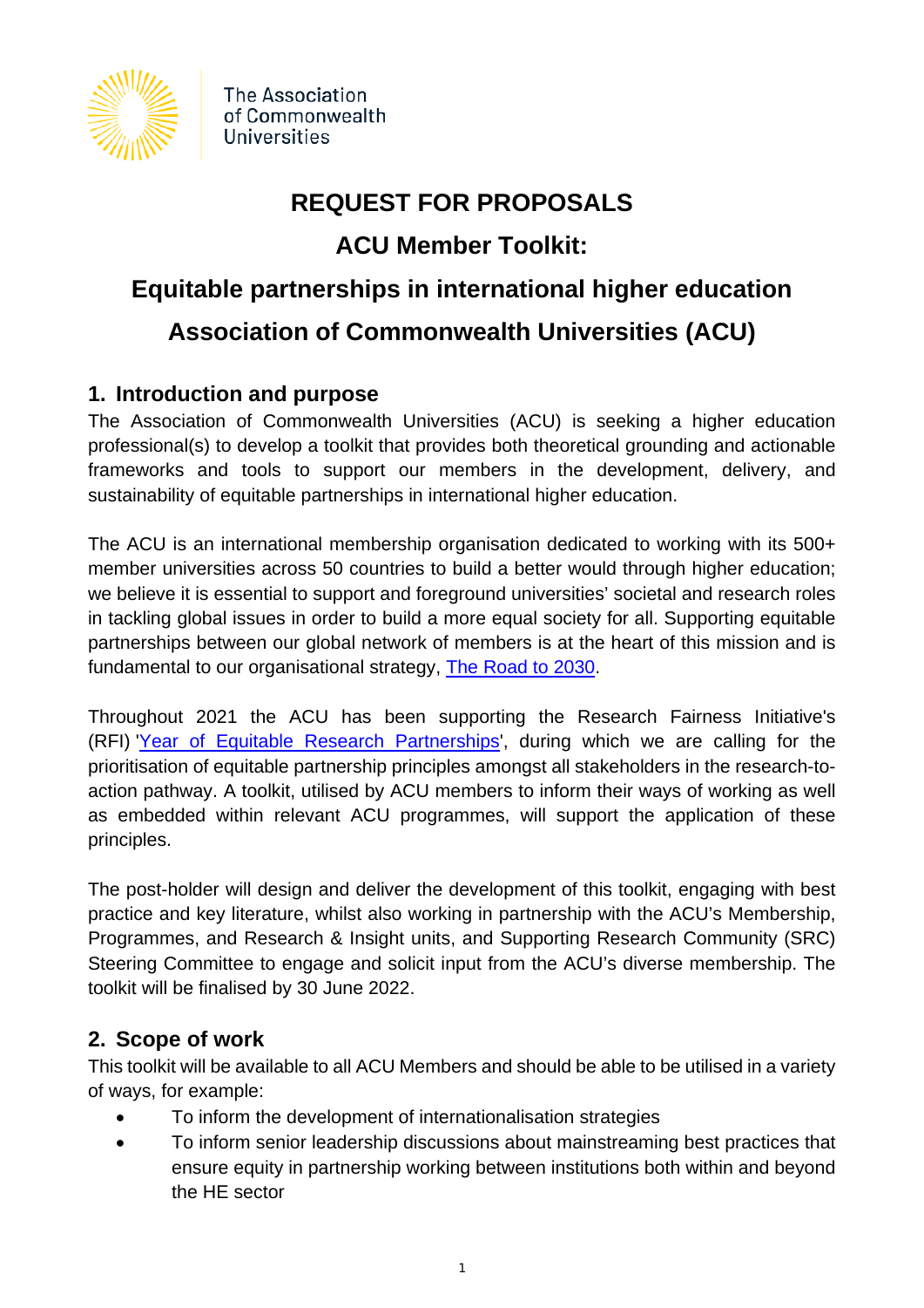The Association of Commonwealth Universities

# REQUEST FOR PROPOSALS

# ACU Member Toolkit:

# Equitable partnerships in international higher education

# Association of Commonwealth Universities (ACU)

## 1. Introduction and purpose

The Association of Commonwealth Universities (ACU) is seeking a higher education professional(s) to develop a toolkit that provides both theoretical grounding and actionable frameworks and tools to support our members in the development, delivery, and sustainability of equitable partnerships in international higher education.

The ACU is an international membership organisation dedicated to working with its 500+ member universities across 50 countries to build a better would through higher education; we believe it is essential to support and foreground universities' societal and research roles in tackling global issues in order to build a more equal society for all. Supporting equitable partnerships between our global network of members is at the heart of this mission and is fundamental to our organisational strategy, [The Road to 2030].

Throughout 2021 the ACU has been supporting the Research Fairness Initiative's (RFI) '[Year of Equitable Research Partnerships]', during which we are calling for the prioritisation of equitable partnership principles amongst all stakeholders in the research-to-action pathway. A toolkit, utilised by ACU members to inform their ways of working as well as embedded within relevant ACU programmes, will support the application of these principles.

The post-holder will design and deliver the development of this toolkit, engaging with best practice and key literature, whilst also working in partnership with the ACU's Membership, Programmes, and Research & Insight units, and Supporting Research Community (SRC) Steering Committee to engage and solicit input from the ACU's diverse membership. The toolkit will be finalised by 30 June 2022.

## 2. Scope of work

This toolkit will be available to all ACU Members and should be able to be utilised in a variety of ways, for example:

- To inform the development of internationalisation strategies
- To inform senior leadership discussions about mainstreaming best practices that ensure equity in partnership working between institutions both within and beyond the HE sector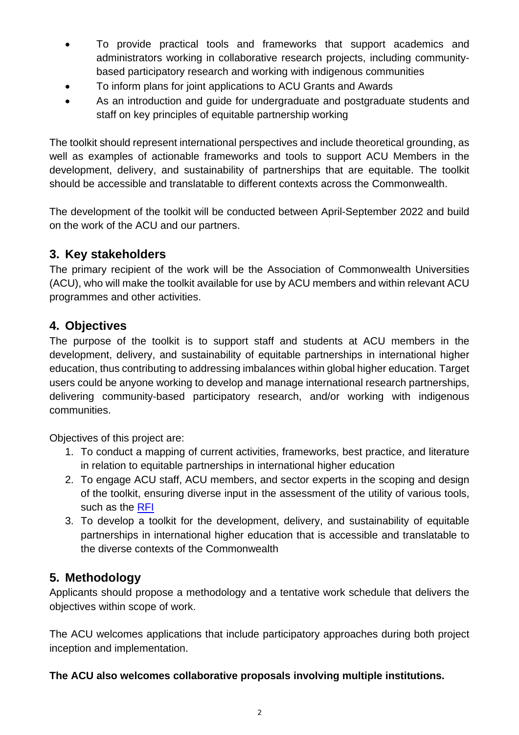- To provide practical tools and frameworks that support academics and administrators working in collaborative research projects, including community-based participatory research and working with indigenous communities
- To inform plans for joint applications to ACU Grants and Awards
- As an introduction and guide for undergraduate and postgraduate students and staff on key principles of equitable partnership working

The toolkit should represent international perspectives and include theoretical grounding, as well as examples of actionable frameworks and tools to support ACU Members in the development, delivery, and sustainability of partnerships that are equitable. The toolkit should be accessible and translatable to different contexts across the Commonwealth.

The development of the toolkit will be conducted between April-September 2022 and build on the work of the ACU and our partners.

## 3. Key stakeholders

The primary recipient of the work will be the Association of Commonwealth Universities (ACU), who will make the toolkit available for use by ACU members and within relevant ACU programmes and other activities.

## 4. Objectives

The purpose of the toolkit is to support staff and students at ACU members in the development, delivery, and sustainability of equitable partnerships in international higher education, thus contributing to addressing imbalances within global higher education. Target users could be anyone working to develop and manage international research partnerships, delivering community-based participatory research, and/or working with indigenous communities.

Objectives of this project are:

1. To conduct a mapping of current activities, frameworks, best practice, and literature in relation to equitable partnerships in international higher education
2. To engage ACU staff, ACU members, and sector experts in the scoping and design of the toolkit, ensuring diverse input in the assessment of the utility of various tools, such as the RFI
3. To develop a toolkit for the development, delivery, and sustainability of equitable partnerships in international higher education that is accessible and translatable to the diverse contexts of the Commonwealth

## 5. Methodology

Applicants should propose a methodology and a tentative work schedule that delivers the objectives within scope of work.

The ACU welcomes applications that include participatory approaches during both project inception and implementation.

**The ACU also welcomes collaborative proposals involving multiple institutions.**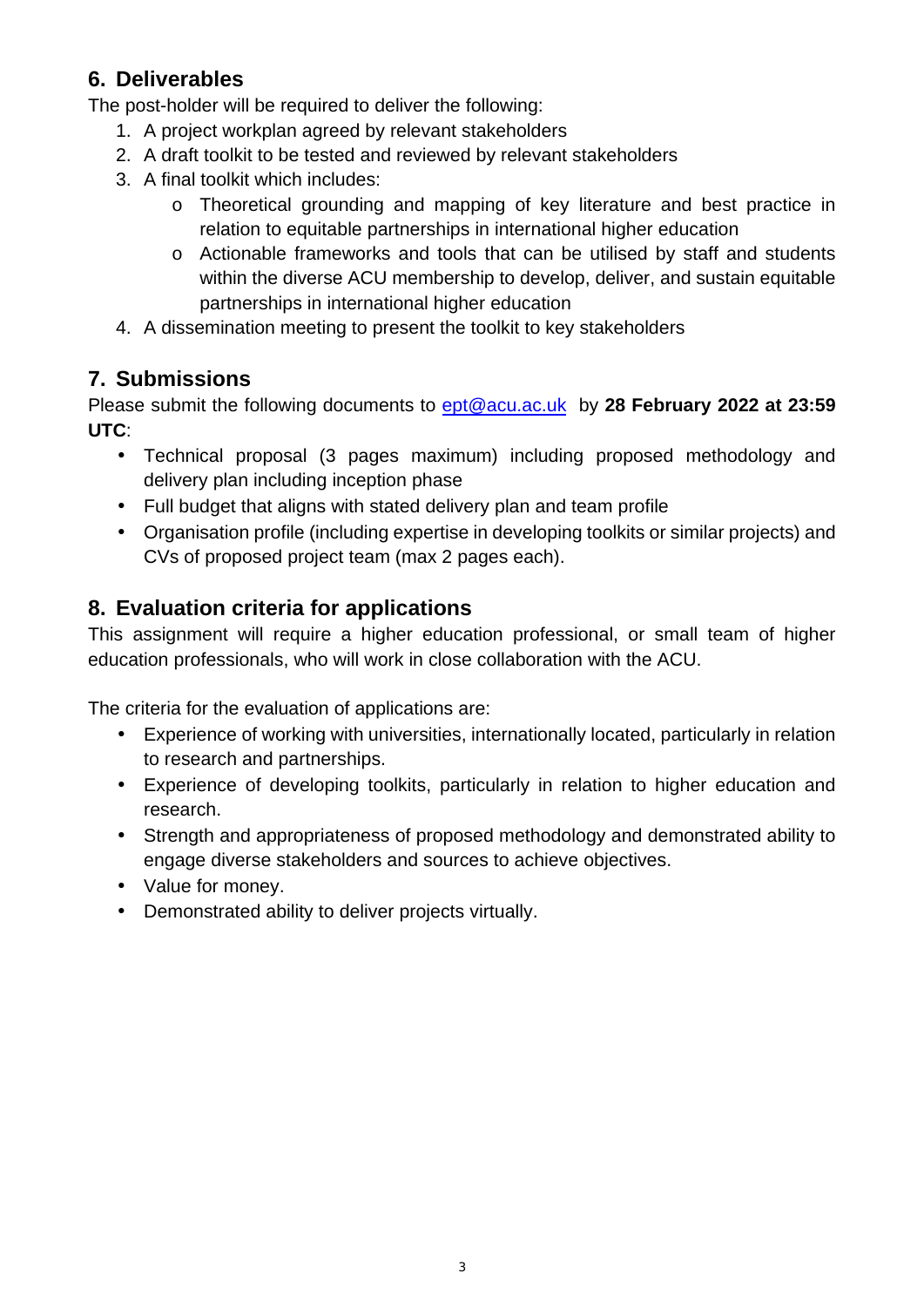## 6. Deliverables

The post-holder will be required to deliver the following:

1. A project workplan agreed by relevant stakeholders
2. A draft toolkit to be tested and reviewed by relevant stakeholders
3. A final toolkit which includes:
    - Theoretical grounding and mapping of key literature and best practice in relation to equitable partnerships in international higher education
    - Actionable frameworks and tools that can be utilised by staff and students within the diverse ACU membership to develop, deliver, and sustain equitable partnerships in international higher education
4. A dissemination meeting to present the toolkit to key stakeholders

## 7. Submissions

Please submit the following documents to [ept@acu.ac.uk](mailto:ept@acu.ac.uk) by **28 February 2022 at 23:59 UTC**:

- Technical proposal (3 pages maximum) including proposed methodology and delivery plan including inception phase
- Full budget that aligns with stated delivery plan and team profile
- Organisation profile (including expertise in developing toolkits or similar projects) and CVs of proposed project team (max 2 pages each).

## 8. Evaluation criteria for applications

This assignment will require a higher education professional, or small team of higher education professionals, who will work in close collaboration with the ACU.

The criteria for the evaluation of applications are:

- Experience of working with universities, internationally located, particularly in relation to research and partnerships.
- Experience of developing toolkits, particularly in relation to higher education and research.
- Strength and appropriateness of proposed methodology and demonstrated ability to engage diverse stakeholders and sources to achieve objectives.
- Value for money.
- Demonstrated ability to deliver projects virtually.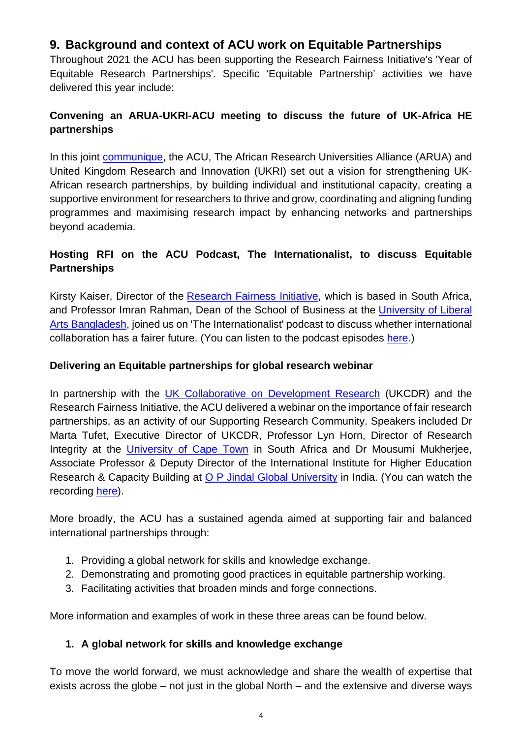## 9. Background and context of ACU work on Equitable Partnerships

Throughout 2021 the ACU has been supporting the Research Fairness Initiative's 'Year of Equitable Research Partnerships'. Specific 'Equitable Partnership' activities we have delivered this year include:

### Convening an ARUA-UKRI-ACU meeting to discuss the future of UK-Africa HE partnerships

In this joint communique, the ACU, The African Research Universities Alliance (ARUA) and United Kingdom Research and Innovation (UKRI) set out a vision for strengthening UK-African research partnerships, by building individual and institutional capacity, creating a supportive environment for researchers to thrive and grow, coordinating and aligning funding programmes and maximising research impact by enhancing networks and partnerships beyond academia.

### Hosting RFI on the ACU Podcast, The Internationalist, to discuss Equitable Partnerships

Kirsty Kaiser, Director of the Research Fairness Initiative, which is based in South Africa, and Professor Imran Rahman, Dean of the School of Business at the University of Liberal Arts Bangladesh, joined us on 'The Internationalist' podcast to discuss whether international collaboration has a fairer future. (You can listen to the podcast episodes here.)

### Delivering an Equitable partnerships for global research webinar

In partnership with the UK Collaborative on Development Research (UKCDR) and the Research Fairness Initiative, the ACU delivered a webinar on the importance of fair research partnerships, as an activity of our Supporting Research Community. Speakers included Dr Marta Tufet, Executive Director of UKCDR, Professor Lyn Horn, Director of Research Integrity at the University of Cape Town in South Africa and Dr Mousumi Mukherjee, Associate Professor & Deputy Director of the International Institute for Higher Education Research & Capacity Building at O P Jindal Global University in India. (You can watch the recording here).

More broadly, the ACU has a sustained agenda aimed at supporting fair and balanced international partnerships through:

1. Providing a global network for skills and knowledge exchange.
2. Demonstrating and promoting good practices in equitable partnership working.
3. Facilitating activities that broaden minds and forge connections.

More information and examples of work in these three areas can be found below.

### 1. A global network for skills and knowledge exchange

To move the world forward, we must acknowledge and share the wealth of expertise that exists across the globe – not just in the global North – and the extensive and diverse ways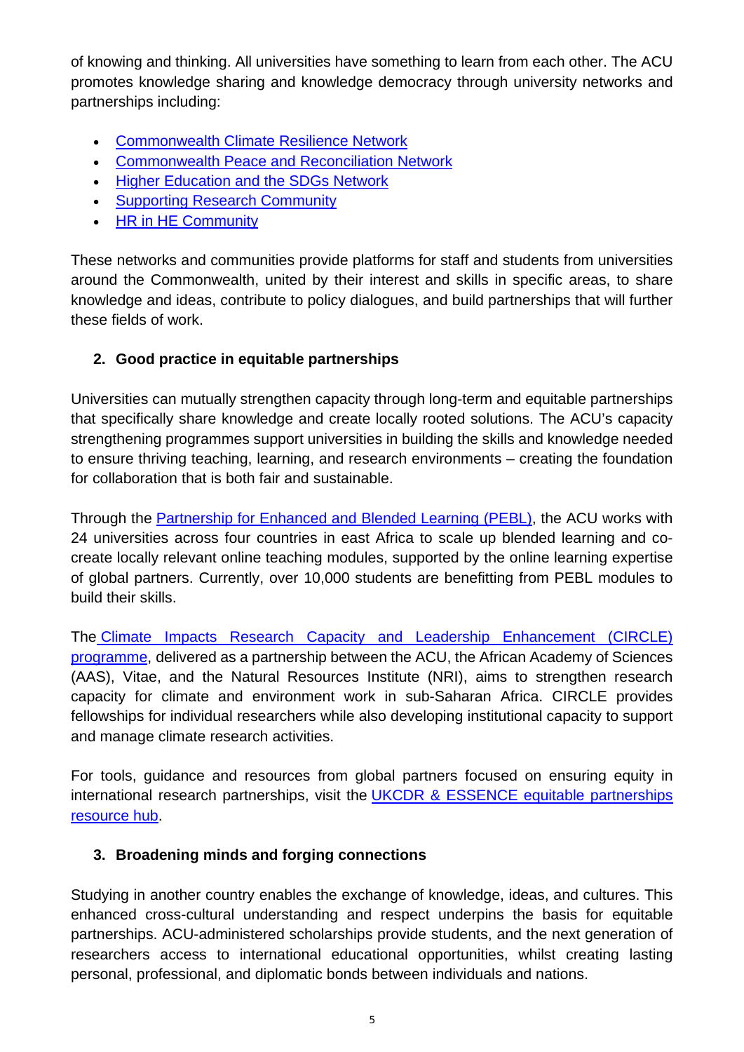of knowing and thinking. All universities have something to learn from each other. The ACU promotes knowledge sharing and knowledge democracy through university networks and partnerships including:

- Commonwealth Climate Resilience Network
- Commonwealth Peace and Reconciliation Network
- Higher Education and the SDGs Network
- Supporting Research Community
- HR in HE Community

These networks and communities provide platforms for staff and students from universities around the Commonwealth, united by their interest and skills in specific areas, to share knowledge and ideas, contribute to policy dialogues, and build partnerships that will further these fields of work.

## 2. Good practice in equitable partnerships

Universities can mutually strengthen capacity through long-term and equitable partnerships that specifically share knowledge and create locally rooted solutions. The ACU's capacity strengthening programmes support universities in building the skills and knowledge needed to ensure thriving teaching, learning, and research environments – creating the foundation for collaboration that is both fair and sustainable.

Through the Partnership for Enhanced and Blended Learning (PEBL), the ACU works with 24 universities across four countries in east Africa to scale up blended learning and co-create locally relevant online teaching modules, supported by the online learning expertise of global partners. Currently, over 10,000 students are benefitting from PEBL modules to build their skills.

The Climate Impacts Research Capacity and Leadership Enhancement (CIRCLE) programme, delivered as a partnership between the ACU, the African Academy of Sciences (AAS), Vitae, and the Natural Resources Institute (NRI), aims to strengthen research capacity for climate and environment work in sub-Saharan Africa. CIRCLE provides fellowships for individual researchers while also developing institutional capacity to support and manage climate research activities.

For tools, guidance and resources from global partners focused on ensuring equity in international research partnerships, visit the UKCDR & ESSENCE equitable partnerships resource hub.

## 3. Broadening minds and forging connections

Studying in another country enables the exchange of knowledge, ideas, and cultures. This enhanced cross-cultural understanding and respect underpins the basis for equitable partnerships. ACU-administered scholarships provide students, and the next generation of researchers access to international educational opportunities, whilst creating lasting personal, professional, and diplomatic bonds between individuals and nations.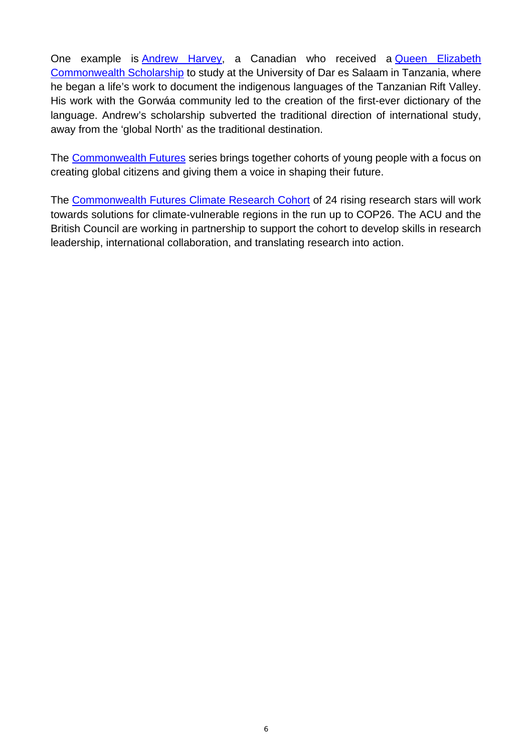One example is Andrew Harvey, a Canadian who received a Queen Elizabeth Commonwealth Scholarship to study at the University of Dar es Salaam in Tanzania, where he began a life's work to document the indigenous languages of the Tanzanian Rift Valley. His work with the Gorwáa community led to the creation of the first-ever dictionary of the language. Andrew's scholarship subverted the traditional direction of international study, away from the 'global North' as the traditional destination.

The Commonwealth Futures series brings together cohorts of young people with a focus on creating global citizens and giving them a voice in shaping their future.

The Commonwealth Futures Climate Research Cohort of 24 rising research stars will work towards solutions for climate-vulnerable regions in the run up to COP26. The ACU and the British Council are working in partnership to support the cohort to develop skills in research leadership, international collaboration, and translating research into action.